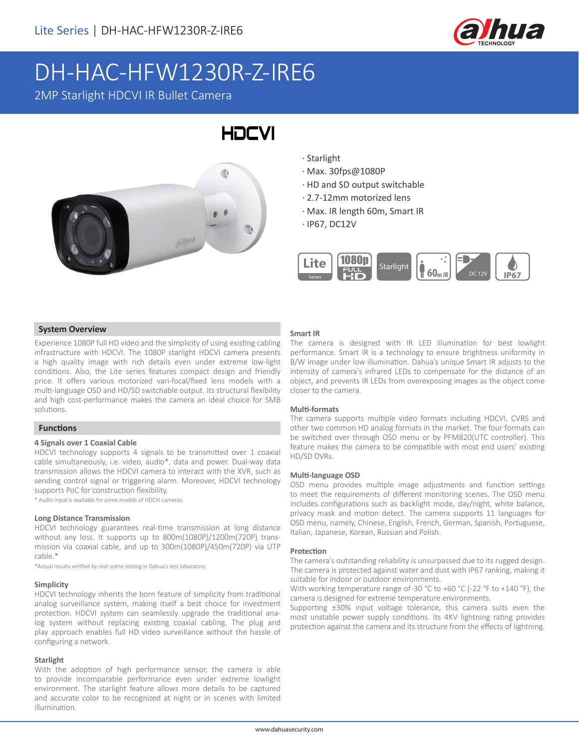# DH-HAC-HFW1230R-Z-IRE6

2MP Starlight HDCVI IR Bullet Camera

- Starlight
- Max. 30fps@1080P
- HD and SD output switchable
- 2.7-12mm motorized lens
- Max. IR length 60m, Smart IR
- IP67, DC12V

## System Overview

Experience 1080P full HD video and the simplicity of using existing cabling infrastructure with HDCVI. The 1080P starlight HDCVI camera presents a high quality image with rich details even under extreme low-light conditions. Also, the Lite series features compact design and friendly price. It offers various motorized vari-focal/fixed lens models with a multi-language OSD and HD/SD switchable output. Its structural flexibility and high cost-performance makes the camera an ideal choice for SMB solutions.

## Functions

### 4 Signals over 1 Coaxial Cable

HDCVI technology supports 4 signals to be transmitted over 1 coaxial cable simultaneously, i.e. video, audio*, data and power. Dual-way data transmission allows the HDCVI camera to interact with the XVR, such as sending control signal or triggering alarm. Moreover, HDCVI technology supports PoC for construction flexibility.

* Audio input is available for some models of HDCVI cameras.

### Long Distance Transmission

HDCVI technology guarantees real-time transmission at long distance without any loss. It supports up to 800m(1080P)/1200m(720P) transmission via coaxial cable, and up to 300m(1080P)/450m(720P) via UTP cable.*

*Actual results verified by real-scene testing in Dahua's test laboratory.

### Simplicity

HDCVI technology inherits the born feature of simplicity from traditional analog surveillance system, making itself a best choice for investment protection. HDCVI system can seamlessly upgrade the traditional analog system without replacing existing coaxial cabling. The plug and play approach enables full HD video surveillance without the hassle of configuring a network.

### Starlight

With the adoption of high performance sensor, the camera is able to provide incomparable performance even under extreme lowlight environment. The starlight feature allows more details to be captured and accurate color to be recognized at night or in scenes with limited illumination.

### Smart IR

The camera is designed with IR LED illumination for best lowlight performance. Smart IR is a technology to ensure brightness uniformity in B/W image under low illumination. Dahua's unique Smart IR adjusts to the intensity of camera's infrared LEDs to compensate for the distance of an object, and prevents IR LEDs from overexposing images as the object come closer to the camera.

### Multi-formats

The camera supports multiple video formats including HDCVI, CVBS and other two common HD analog formats in the market. The four formats can be switched over through OSD menu or by PFM820(UTC controller). This feature makes the camera to be compatible with most end users' existing HD/SD DVRs.

### Multi-language OSD

OSD menu provides multiple image adjustments and function settings to meet the requirements of different monitoring scenes. The OSD menu includes configurations such as backlight mode, day/night, white balance, privacy mask and motion detect. The camera supports 11 languages for OSD menu, namely, Chinese, English, French, German, Spanish, Portuguese, Italian, Japanese, Korean, Russian and Polish.

### Protection

The camera's outstanding reliability is unsurpassed due to its rugged design. The camera is protected against water and dust with IP67 ranking, making it suitable for indoor or outdoor environments.

With working temperature range of-30 °C to +60 °C (-22 °F to +140 °F), the camera is designed for extreme temperature environments.

Supporting ±30% input voltage tolerance, this camera suits even the most unstable power supply conditions. Its 4KV lightning rating provides protection against the camera and its structure from the effects of lightning.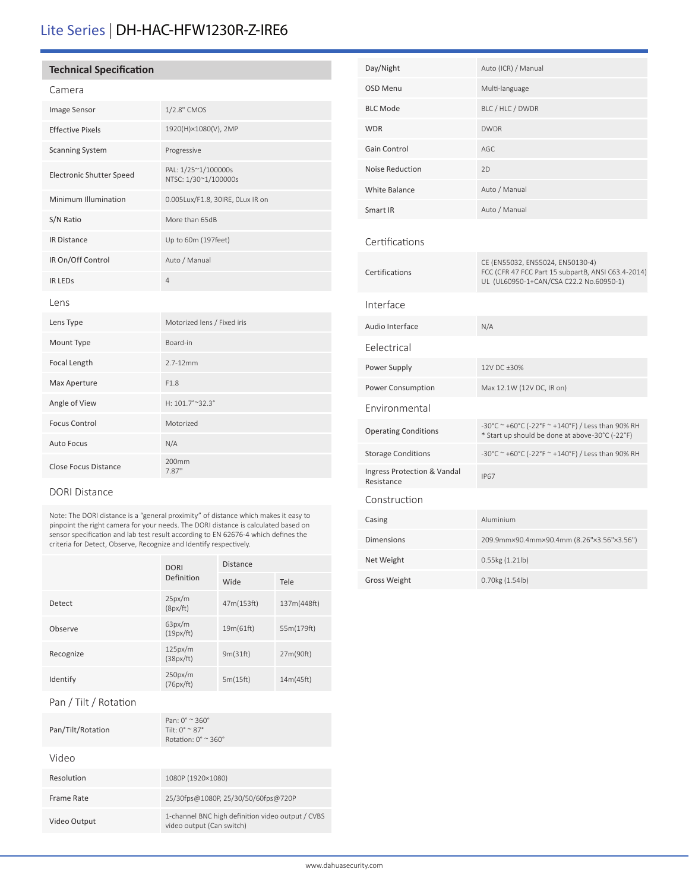# Lite Series | DH-HAC-HFW1230R-Z-IRE6

## Technical Specification

### Camera

| | |
|---|---|
| Image Sensor | 1/2.8" CMOS |
| Effective Pixels | 1920(H)×1080(V), 2MP |
| Scanning System | Progressive |
| Electronic Shutter Speed | PAL: 1/25~1/100000s<br>NTSC: 1/30~1/100000s |
| Minimum Illumination | 0.005Lux/F1.8, 30IRE, 0Lux IR on |
| S/N Ratio | More than 65dB |
| IR Distance | Up to 60m (197feet) |
| IR On/Off Control | Auto / Manual |
| IR LEDs | 4 |

### Lens

| | |
|---|---|
| Lens Type | Motorized lens / Fixed iris |
| Mount Type | Board-in |
| Focal Length | 2.7-12mm |
| Max Aperture | F1.8 |
| Angle of View | H: 101.7°~32.3° |
| Focus Control | Motorized |
| Auto Focus | N/A |
| Close Focus Distance | 200mm<br>7.87" |

### DORI Distance

Note: The DORI distance is a "general proximity" of distance which makes it easy to pinpoint the right camera for your needs. The DORI distance is calculated based on sensor specification and lab test result according to EN 62676-4 which defines the criteria for Detect, Observe, Recognize and Identify respectively.

| | DORI Definition | Distance | |
|---|---|---|---|
| | | Wide | Tele |
| Detect | 25px/m (8px/ft) | 47m(153ft) | 137m(448ft) |
| Observe | 63px/m (19px/ft) | 19m(61ft) | 55m(179ft) |
| Recognize | 125px/m (38px/ft) | 9m(31ft) | 27m(90ft) |
| Identify | 250px/m (76px/ft) | 5m(15ft) | 14m(45ft) |

### Pan / Tilt / Rotation

| | |
|---|---|
| Pan/Tilt/Rotation | Pan: 0° ~ 360°<br>Tilt: 0° ~ 87°<br>Rotation: 0° ~ 360° |

### Video

| | |
|---|---|
| Resolution | 1080P (1920×1080) |
| Frame Rate | 25/30fps@1080P, 25/30/50/60fps@720P |
| Video Output | 1-channel BNC high definition video output / CVBS video output (Can switch) |
| Day/Night | Auto (ICR) / Manual |
| OSD Menu | Multi-language |
| BLC Mode | BLC / HLC / DWDR |
| WDR | DWDR |
| Gain Control | AGC |
| Noise Reduction | 2D |
| White Balance | Auto / Manual |
| Smart IR | Auto / Manual |

### Certifications

| | |
|---|---|
| Certifications | CE (EN55032, EN55024, EN50130-4)<br>FCC (CFR 47 FCC Part 15 subpartB, ANSI C63.4-2014)<br>UL (UL60950-1+CAN/CSA C22.2 No.60950-1) |

### Interface

| | |
|---|---|
| Audio Interface | N/A |

### Eelectrical

| | |
|---|---|
| Power Supply | 12V DC ±30% |
| Power Consumption | Max 12.1W (12V DC, IR on) |

### Environmental

| | |
|---|---|
| Operating Conditions | -30°C ~ +60°C (-22°F ~ +140°F) / Less than 90% RH<br>* Start up should be done at above-30°C (-22°F) |
| Storage Conditions | -30°C ~ +60°C (-22°F ~ +140°F) / Less than 90% RH |
| Ingress Protection & Vandal Resistance | IP67 |

### Construction

| | |
|---|---|
| Casing | Aluminium |
| Dimensions | 209.9mm×90.4mm×90.4mm (8.26"×3.56"×3.56") |
| Net Weight | 0.55kg (1.21lb) |
| Gross Weight | 0.70kg (1.54lb) |

www.dahuasecurity.com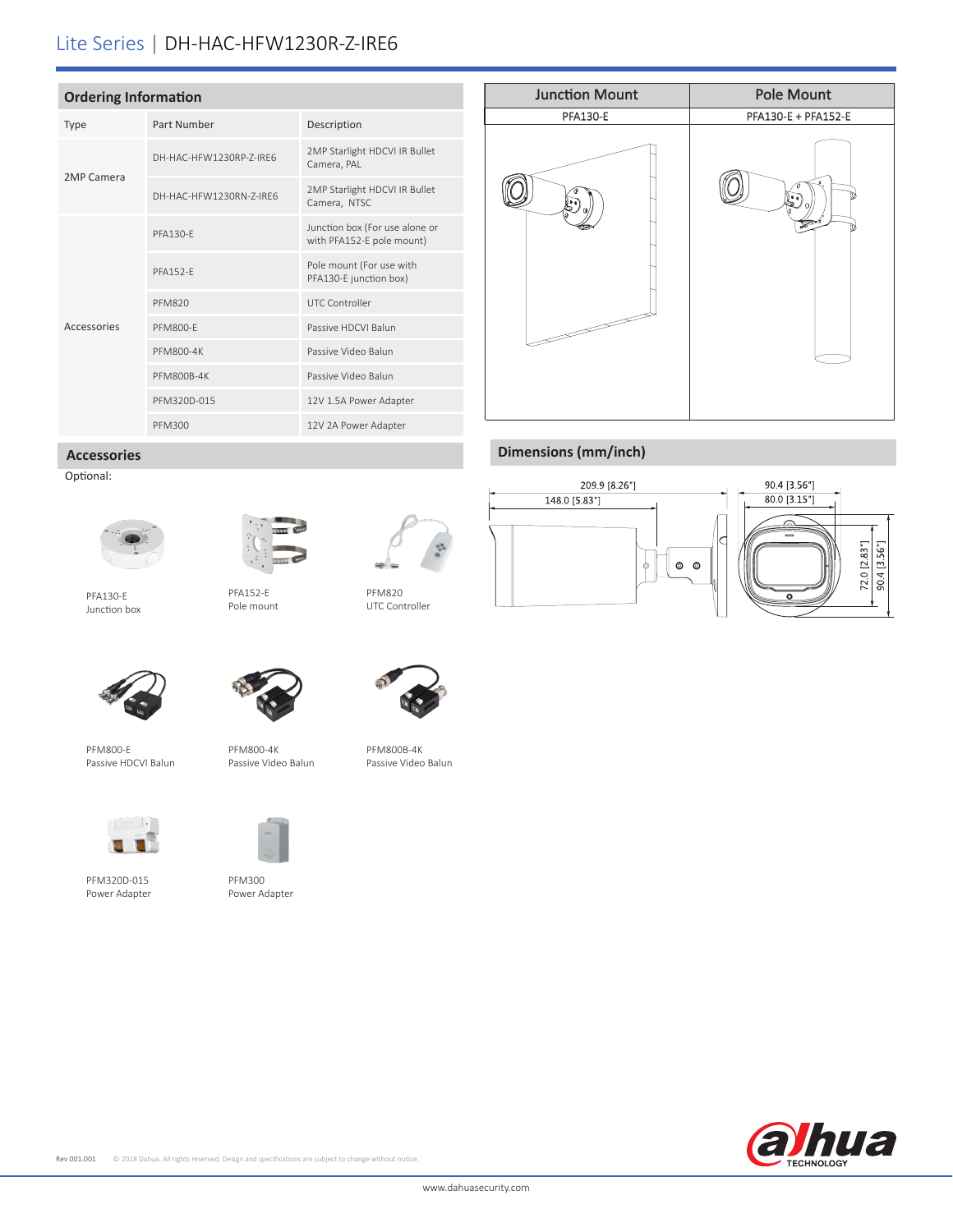# Lite Series | DH-HAC-HFW1230R-Z-IRE6

## Ordering Information

| Type | Part Number | Description |
|---|---|---|
| 2MP Camera | DH-HAC-HFW1230RP-Z-IRE6 | 2MP Starlight HDCVI IR Bullet Camera, PAL |
| | DH-HAC-HFW1230RN-Z-IRE6 | 2MP Starlight HDCVI IR Bullet Camera, NTSC |
| Accessories | PFA130-E | Junction box (For use alone or with PFA152-E pole mount) |
| | PFA152-E | Pole mount (For use with PFA130-E junction box) |
| | PFM820 | UTC Controller |
| | PFM800-E | Passive HDCVI Balun |
| | PFM800-4K | Passive Video Balun |
| | PFM800B-4K | Passive Video Balun |
| | PFM320D-015 | 12V 1.5A Power Adapter |
| | PFM300 | 12V 2A Power Adapter |

| Junction Mount | Pole Mount |
|---|---|
| PFA130-E | PFA130-E + PFA152-E |

## Accessories

Optional:

PFA130-E
Junction box

PFA152-E
Pole mount

PFM820
UTC Controller

PFM800-E
Passive HDCVI Balun

PFM800-4K
Passive Video Balun

PFM800B-4K
Passive Video Balun

PFM320D-015
Power Adapter

PFM300
Power Adapter

## Dimensions (mm/inch)

209.9 [8.26"]
148.0 [5.83"]
90.4 [3.56"]
80.0 [3.15"]
72.0 [2.83"]
90.4 [3.56"]

Rev 001.001 © 2018 Dahua. All rights reserved. Design and specifications are subject to change without notice.

www.dahuasecurity.com